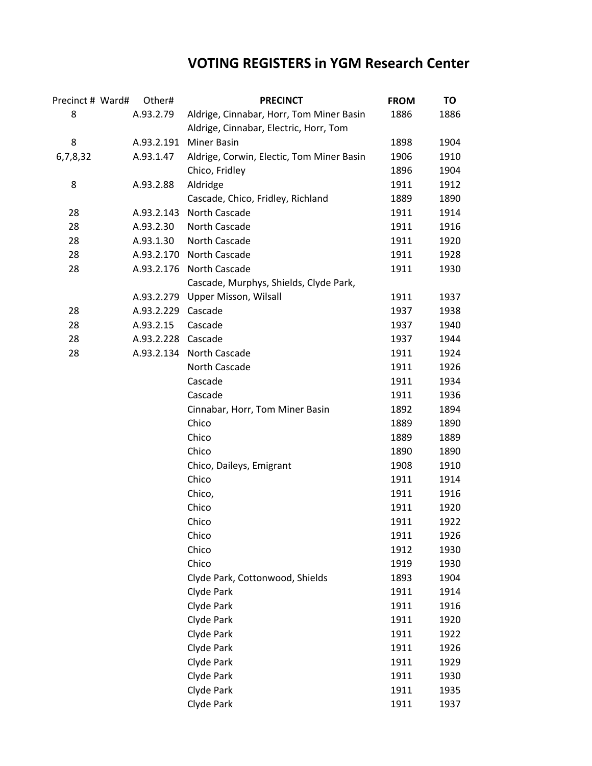# VOTING REGISTERS in YGM Research Center

| Precinct # | Ward# | Other# | PRECINCT | FROM | TO |
|---|---|---|---|---|---|
| 8 | | A.93.2.79 | Aldrige, Cinnabar, Horr, Tom Miner Basin | 1886 | 1886 |
| 8 | | A.93.2.191 | Aldrige, Cinnabar, Electric, Horr, Tom Miner Basin | 1898 | 1904 |
| 6,7,8,32 | | A.93.1.47 | Aldrige, Corwin, Electic, Tom Miner Basin | 1906 | 1910 |
| | | | Chico, Fridley | 1896 | 1904 |
| 8 | | A.93.2.88 | Aldridge | 1911 | 1912 |
| | | | Cascade, Chico, Fridley, Richland | 1889 | 1890 |
| 28 | | A.93.2.143 | North Cascade | 1911 | 1914 |
| 28 | | A.93.2.30 | North Cascade | 1911 | 1916 |
| 28 | | A.93.1.30 | North Cascade | 1911 | 1920 |
| 28 | | A.93.2.170 | North Cascade | 1911 | 1928 |
| 28 | | A.93.2.176 | North Cascade | 1911 | 1930 |
| | | A.93.2.279 | Cascade, Murphys, Shields, Clyde Park, Upper Misson, Wilsall | 1911 | 1937 |
| 28 | | A.93.2.229 | Cascade | 1937 | 1938 |
| 28 | | A.93.2.15 | Cascade | 1937 | 1940 |
| 28 | | A.93.2.228 | Cascade | 1937 | 1944 |
| 28 | | A.93.2.134 | North Cascade | 1911 | 1924 |
| | | | North Cascade | 1911 | 1926 |
| | | | Cascade | 1911 | 1934 |
| | | | Cascade | 1911 | 1936 |
| | | | Cinnabar, Horr, Tom Miner Basin | 1892 | 1894 |
| | | | Chico | 1889 | 1890 |
| | | | Chico | 1889 | 1889 |
| | | | Chico | 1890 | 1890 |
| | | | Chico, Daileys, Emigrant | 1908 | 1910 |
| | | | Chico | 1911 | 1914 |
| | | | Chico, | 1911 | 1916 |
| | | | Chico | 1911 | 1920 |
| | | | Chico | 1911 | 1922 |
| | | | Chico | 1911 | 1926 |
| | | | Chico | 1912 | 1930 |
| | | | Chico | 1919 | 1930 |
| | | | Clyde Park, Cottonwood, Shields | 1893 | 1904 |
| | | | Clyde Park | 1911 | 1914 |
| | | | Clyde Park | 1911 | 1916 |
| | | | Clyde Park | 1911 | 1920 |
| | | | Clyde Park | 1911 | 1922 |
| | | | Clyde Park | 1911 | 1926 |
| | | | Clyde Park | 1911 | 1929 |
| | | | Clyde Park | 1911 | 1930 |
| | | | Clyde Park | 1911 | 1935 |
| | | | Clyde Park | 1911 | 1937 |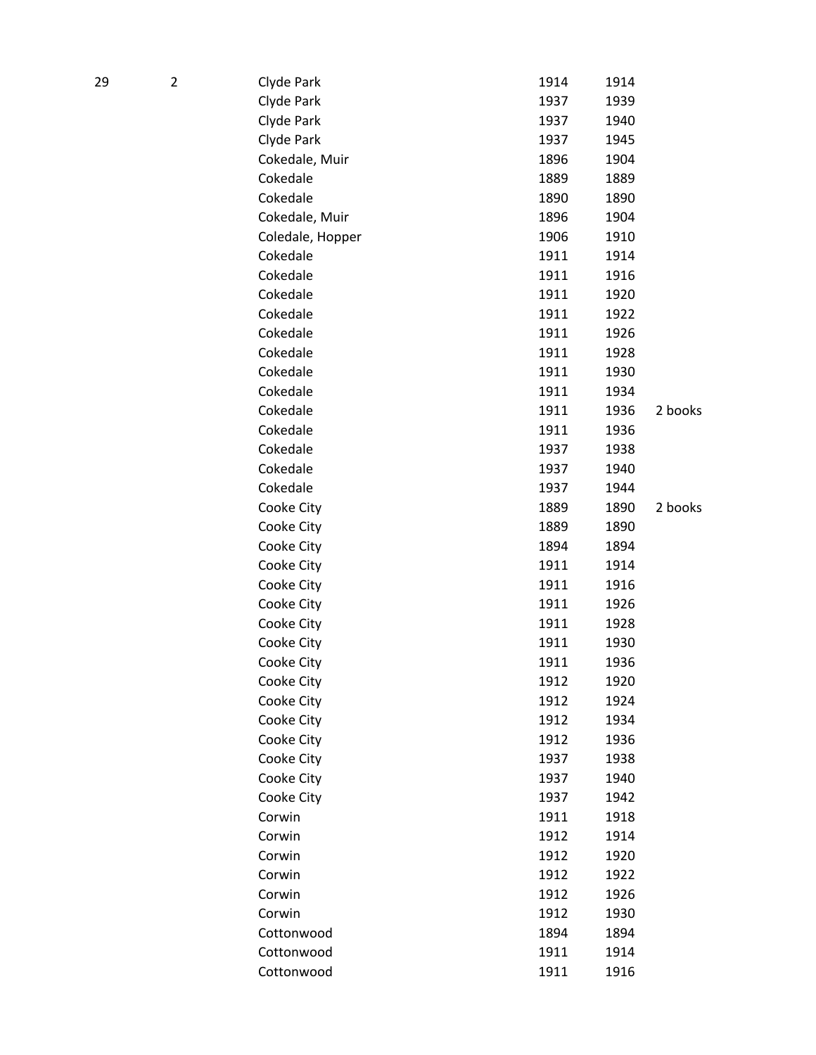| | | | | | |
|---|---|---|---|---|---|
| 29 | 2 | Clyde Park | 1914 | 1914 | |
| | | Clyde Park | 1937 | 1939 | |
| | | Clyde Park | 1937 | 1940 | |
| | | Clyde Park | 1937 | 1945 | |
| | | Cokedale, Muir | 1896 | 1904 | |
| | | Cokedale | 1889 | 1889 | |
| | | Cokedale | 1890 | 1890 | |
| | | Cokedale, Muir | 1896 | 1904 | |
| | | Coledale, Hopper | 1906 | 1910 | |
| | | Cokedale | 1911 | 1914 | |
| | | Cokedale | 1911 | 1916 | |
| | | Cokedale | 1911 | 1920 | |
| | | Cokedale | 1911 | 1922 | |
| | | Cokedale | 1911 | 1926 | |
| | | Cokedale | 1911 | 1928 | |
| | | Cokedale | 1911 | 1930 | |
| | | Cokedale | 1911 | 1934 | |
| | | Cokedale | 1911 | 1936 | 2 books |
| | | Cokedale | 1911 | 1936 | |
| | | Cokedale | 1937 | 1938 | |
| | | Cokedale | 1937 | 1940 | |
| | | Cokedale | 1937 | 1944 | |
| | | Cooke City | 1889 | 1890 | 2 books |
| | | Cooke City | 1889 | 1890 | |
| | | Cooke City | 1894 | 1894 | |
| | | Cooke City | 1911 | 1914 | |
| | | Cooke City | 1911 | 1916 | |
| | | Cooke City | 1911 | 1926 | |
| | | Cooke City | 1911 | 1928 | |
| | | Cooke City | 1911 | 1930 | |
| | | Cooke City | 1911 | 1936 | |
| | | Cooke City | 1912 | 1920 | |
| | | Cooke City | 1912 | 1924 | |
| | | Cooke City | 1912 | 1934 | |
| | | Cooke City | 1912 | 1936 | |
| | | Cooke City | 1937 | 1938 | |
| | | Cooke City | 1937 | 1940 | |
| | | Cooke City | 1937 | 1942 | |
| | | Corwin | 1911 | 1918 | |
| | | Corwin | 1912 | 1914 | |
| | | Corwin | 1912 | 1920 | |
| | | Corwin | 1912 | 1922 | |
| | | Corwin | 1912 | 1926 | |
| | | Corwin | 1912 | 1930 | |
| | | Cottonwood | 1894 | 1894 | |
| | | Cottonwood | 1911 | 1914 | |
| | | Cottonwood | 1911 | 1916 | |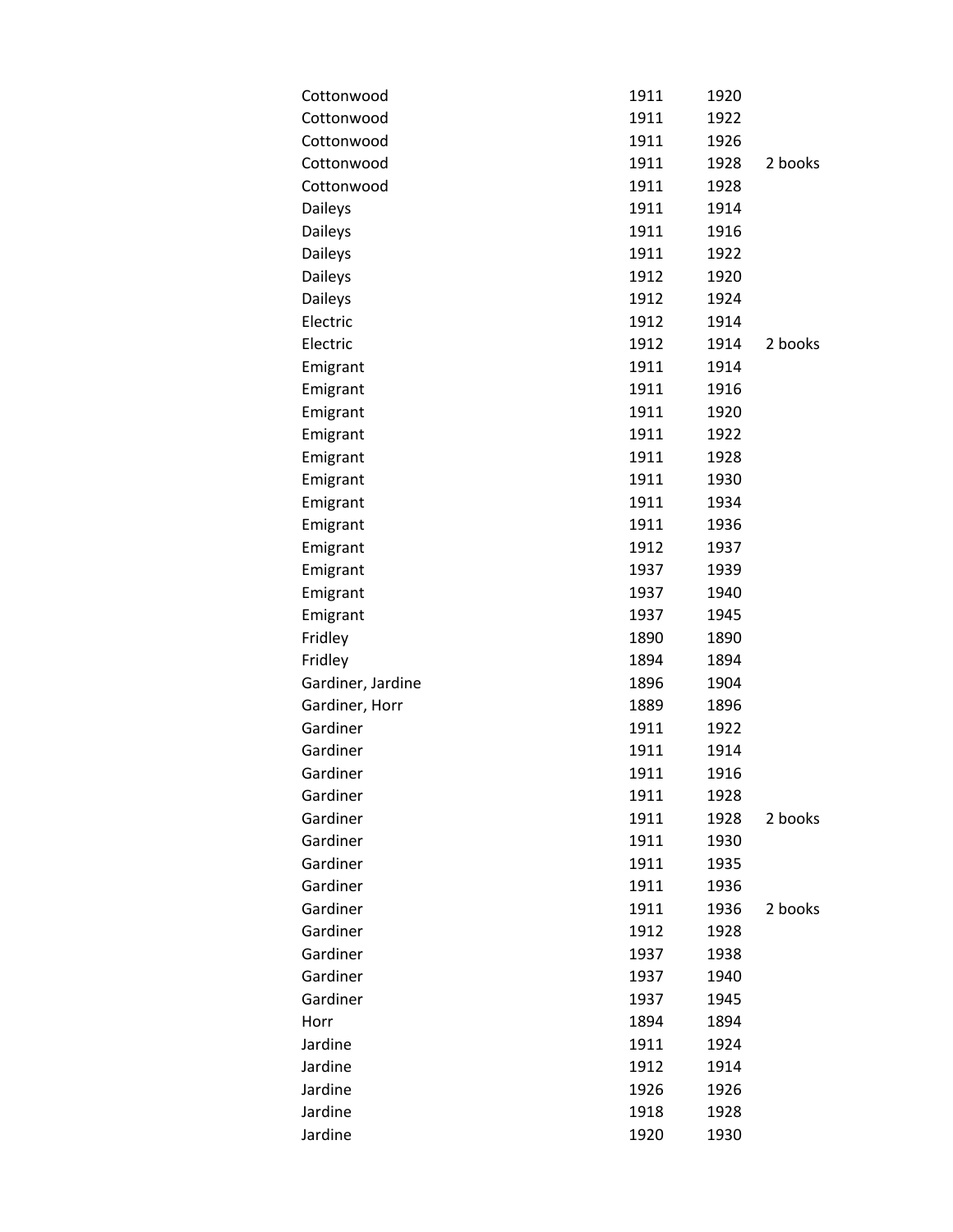| | | | |
|---|---|---|---|
| Cottonwood | 1911 | 1920 | |
| Cottonwood | 1911 | 1922 | |
| Cottonwood | 1911 | 1926 | |
| Cottonwood | 1911 | 1928 | 2 books |
| Cottonwood | 1911 | 1928 | |
| Daileys | 1911 | 1914 | |
| Daileys | 1911 | 1916 | |
| Daileys | 1911 | 1922 | |
| Daileys | 1912 | 1920 | |
| Daileys | 1912 | 1924 | |
| Electric | 1912 | 1914 | |
| Electric | 1912 | 1914 | 2 books |
| Emigrant | 1911 | 1914 | |
| Emigrant | 1911 | 1916 | |
| Emigrant | 1911 | 1920 | |
| Emigrant | 1911 | 1922 | |
| Emigrant | 1911 | 1928 | |
| Emigrant | 1911 | 1930 | |
| Emigrant | 1911 | 1934 | |
| Emigrant | 1911 | 1936 | |
| Emigrant | 1912 | 1937 | |
| Emigrant | 1937 | 1939 | |
| Emigrant | 1937 | 1940 | |
| Emigrant | 1937 | 1945 | |
| Fridley | 1890 | 1890 | |
| Fridley | 1894 | 1894 | |
| Gardiner, Jardine | 1896 | 1904 | |
| Gardiner, Horr | 1889 | 1896 | |
| Gardiner | 1911 | 1922 | |
| Gardiner | 1911 | 1914 | |
| Gardiner | 1911 | 1916 | |
| Gardiner | 1911 | 1928 | |
| Gardiner | 1911 | 1928 | 2 books |
| Gardiner | 1911 | 1930 | |
| Gardiner | 1911 | 1935 | |
| Gardiner | 1911 | 1936 | |
| Gardiner | 1911 | 1936 | 2 books |
| Gardiner | 1912 | 1928 | |
| Gardiner | 1937 | 1938 | |
| Gardiner | 1937 | 1940 | |
| Gardiner | 1937 | 1945 | |
| Horr | 1894 | 1894 | |
| Jardine | 1911 | 1924 | |
| Jardine | 1912 | 1914 | |
| Jardine | 1926 | 1926 | |
| Jardine | 1918 | 1928 | |
| Jardine | 1920 | 1930 | |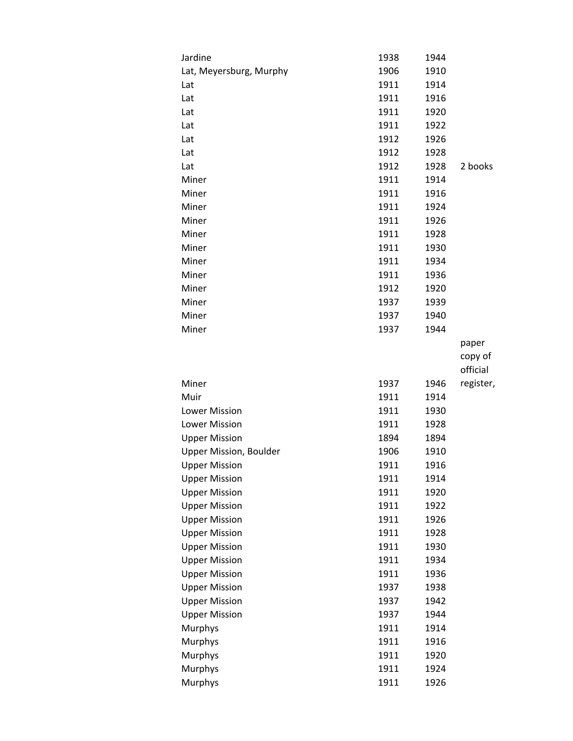| | | | |
|---|---|---|---|
| Jardine | 1938 | 1944 | |
| Lat, Meyersburg, Murphy | 1906 | 1910 | |
| Lat | 1911 | 1914 | |
| Lat | 1911 | 1916 | |
| Lat | 1911 | 1920 | |
| Lat | 1911 | 1922 | |
| Lat | 1912 | 1926 | |
| Lat | 1912 | 1928 | |
| Lat | 1912 | 1928 | 2 books |
| Miner | 1911 | 1914 | |
| Miner | 1911 | 1916 | |
| Miner | 1911 | 1924 | |
| Miner | 1911 | 1926 | |
| Miner | 1911 | 1928 | |
| Miner | 1911 | 1930 | |
| Miner | 1911 | 1934 | |
| Miner | 1911 | 1936 | |
| Miner | 1912 | 1920 | |
| Miner | 1937 | 1939 | |
| Miner | 1937 | 1940 | |
| Miner | 1937 | 1944 | |
| Miner | 1937 | 1946 | paper copy of official register, |
| Muir | 1911 | 1914 | |
| Lower Mission | 1911 | 1930 | |
| Lower Mission | 1911 | 1928 | |
| Upper Mission | 1894 | 1894 | |
| Upper Mission, Boulder | 1906 | 1910 | |
| Upper Mission | 1911 | 1916 | |
| Upper Mission | 1911 | 1914 | |
| Upper Mission | 1911 | 1920 | |
| Upper Mission | 1911 | 1922 | |
| Upper Mission | 1911 | 1926 | |
| Upper Mission | 1911 | 1928 | |
| Upper Mission | 1911 | 1930 | |
| Upper Mission | 1911 | 1934 | |
| Upper Mission | 1911 | 1936 | |
| Upper Mission | 1937 | 1938 | |
| Upper Mission | 1937 | 1942 | |
| Upper Mission | 1937 | 1944 | |
| Murphys | 1911 | 1914 | |
| Murphys | 1911 | 1916 | |
| Murphys | 1911 | 1920 | |
| Murphys | 1911 | 1924 | |
| Murphys | 1911 | 1926 | |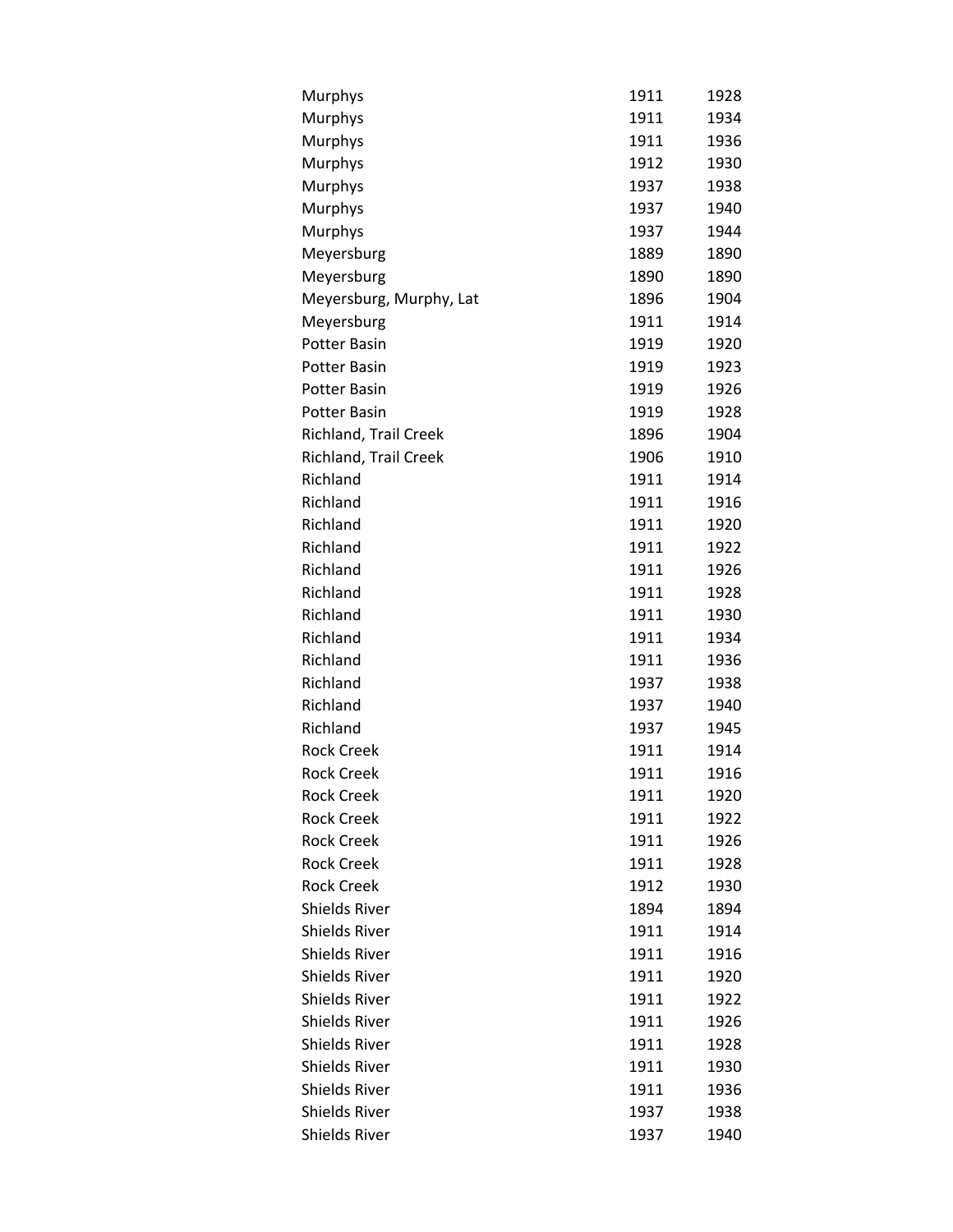| | | |
|---|---|---|
| Murphys | 1911 | 1928 |
| Murphys | 1911 | 1934 |
| Murphys | 1911 | 1936 |
| Murphys | 1912 | 1930 |
| Murphys | 1937 | 1938 |
| Murphys | 1937 | 1940 |
| Murphys | 1937 | 1944 |
| Meyersburg | 1889 | 1890 |
| Meyersburg | 1890 | 1890 |
| Meyersburg, Murphy, Lat | 1896 | 1904 |
| Meyersburg | 1911 | 1914 |
| Potter Basin | 1919 | 1920 |
| Potter Basin | 1919 | 1923 |
| Potter Basin | 1919 | 1926 |
| Potter Basin | 1919 | 1928 |
| Richland, Trail Creek | 1896 | 1904 |
| Richland, Trail Creek | 1906 | 1910 |
| Richland | 1911 | 1914 |
| Richland | 1911 | 1916 |
| Richland | 1911 | 1920 |
| Richland | 1911 | 1922 |
| Richland | 1911 | 1926 |
| Richland | 1911 | 1928 |
| Richland | 1911 | 1930 |
| Richland | 1911 | 1934 |
| Richland | 1911 | 1936 |
| Richland | 1937 | 1938 |
| Richland | 1937 | 1940 |
| Richland | 1937 | 1945 |
| Rock Creek | 1911 | 1914 |
| Rock Creek | 1911 | 1916 |
| Rock Creek | 1911 | 1920 |
| Rock Creek | 1911 | 1922 |
| Rock Creek | 1911 | 1926 |
| Rock Creek | 1911 | 1928 |
| Rock Creek | 1912 | 1930 |
| Shields River | 1894 | 1894 |
| Shields River | 1911 | 1914 |
| Shields River | 1911 | 1916 |
| Shields River | 1911 | 1920 |
| Shields River | 1911 | 1922 |
| Shields River | 1911 | 1926 |
| Shields River | 1911 | 1928 |
| Shields River | 1911 | 1930 |
| Shields River | 1911 | 1936 |
| Shields River | 1937 | 1938 |
| Shields River | 1937 | 1940 |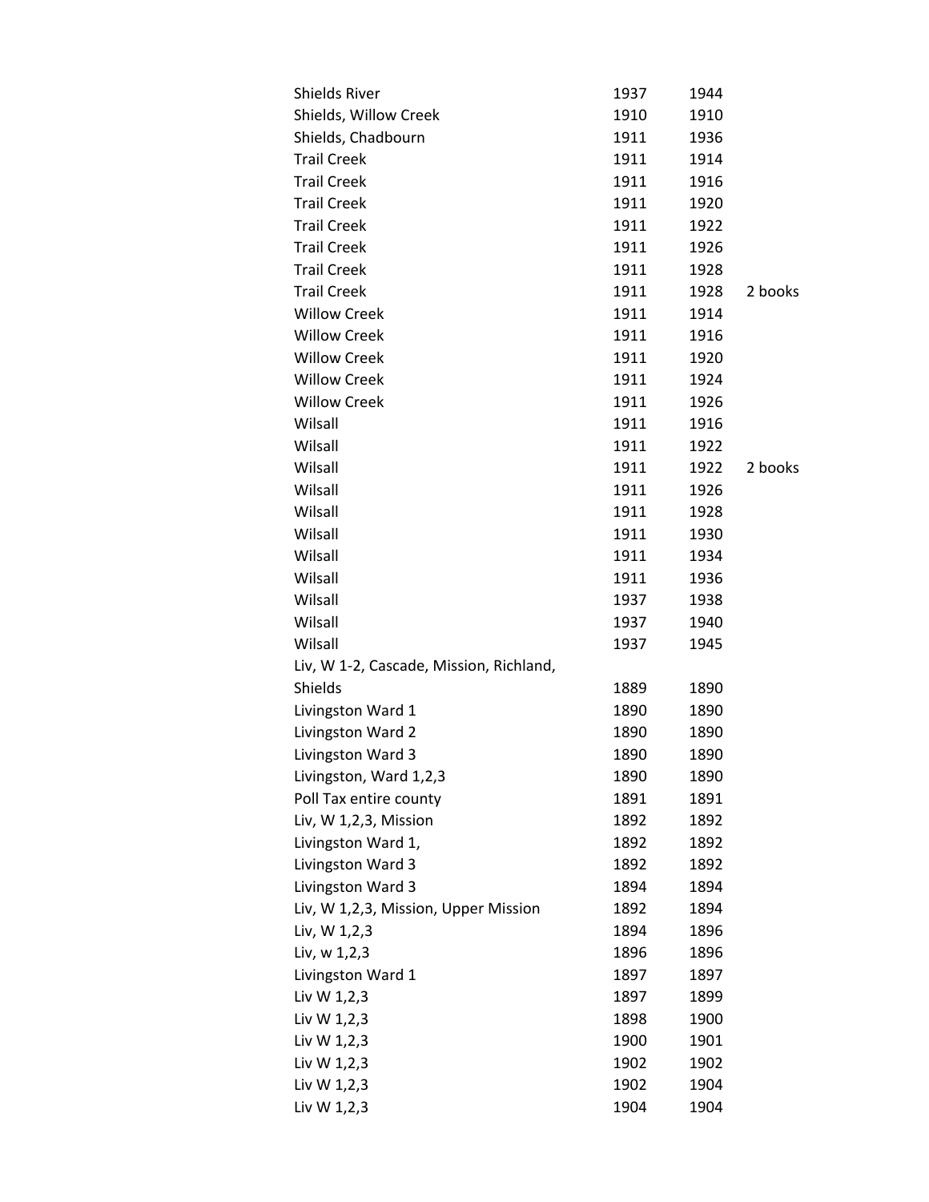| | | | |
|---|---|---|---|
| Shields River | 1937 | 1944 | |
| Shields, Willow Creek | 1910 | 1910 | |
| Shields, Chadbourn | 1911 | 1936 | |
| Trail Creek | 1911 | 1914 | |
| Trail Creek | 1911 | 1916 | |
| Trail Creek | 1911 | 1920 | |
| Trail Creek | 1911 | 1922 | |
| Trail Creek | 1911 | 1926 | |
| Trail Creek | 1911 | 1928 | |
| Trail Creek | 1911 | 1928 | 2 books |
| Willow Creek | 1911 | 1914 | |
| Willow Creek | 1911 | 1916 | |
| Willow Creek | 1911 | 1920 | |
| Willow Creek | 1911 | 1924 | |
| Willow Creek | 1911 | 1926 | |
| Wilsall | 1911 | 1916 | |
| Wilsall | 1911 | 1922 | |
| Wilsall | 1911 | 1922 | 2 books |
| Wilsall | 1911 | 1926 | |
| Wilsall | 1911 | 1928 | |
| Wilsall | 1911 | 1930 | |
| Wilsall | 1911 | 1934 | |
| Wilsall | 1911 | 1936 | |
| Wilsall | 1937 | 1938 | |
| Wilsall | 1937 | 1940 | |
| Wilsall | 1937 | 1945 | |
| Liv, W 1-2, Cascade, Mission, Richland, Shields | 1889 | 1890 | |
| Livingston Ward 1 | 1890 | 1890 | |
| Livingston Ward 2 | 1890 | 1890 | |
| Livingston Ward 3 | 1890 | 1890 | |
| Livingston, Ward 1,2,3 | 1890 | 1890 | |
| Poll Tax entire county | 1891 | 1891 | |
| Liv, W 1,2,3, Mission | 1892 | 1892 | |
| Livingston Ward 1, | 1892 | 1892 | |
| Livingston Ward 3 | 1892 | 1892 | |
| Livingston Ward 3 | 1894 | 1894 | |
| Liv, W 1,2,3, Mission, Upper Mission | 1892 | 1894 | |
| Liv, W 1,2,3 | 1894 | 1896 | |
| Liv, w 1,2,3 | 1896 | 1896 | |
| Livingston Ward 1 | 1897 | 1897 | |
| Liv W 1,2,3 | 1897 | 1899 | |
| Liv W 1,2,3 | 1898 | 1900 | |
| Liv W 1,2,3 | 1900 | 1901 | |
| Liv W 1,2,3 | 1902 | 1902 | |
| Liv W 1,2,3 | 1902 | 1904 | |
| Liv W 1,2,3 | 1904 | 1904 | |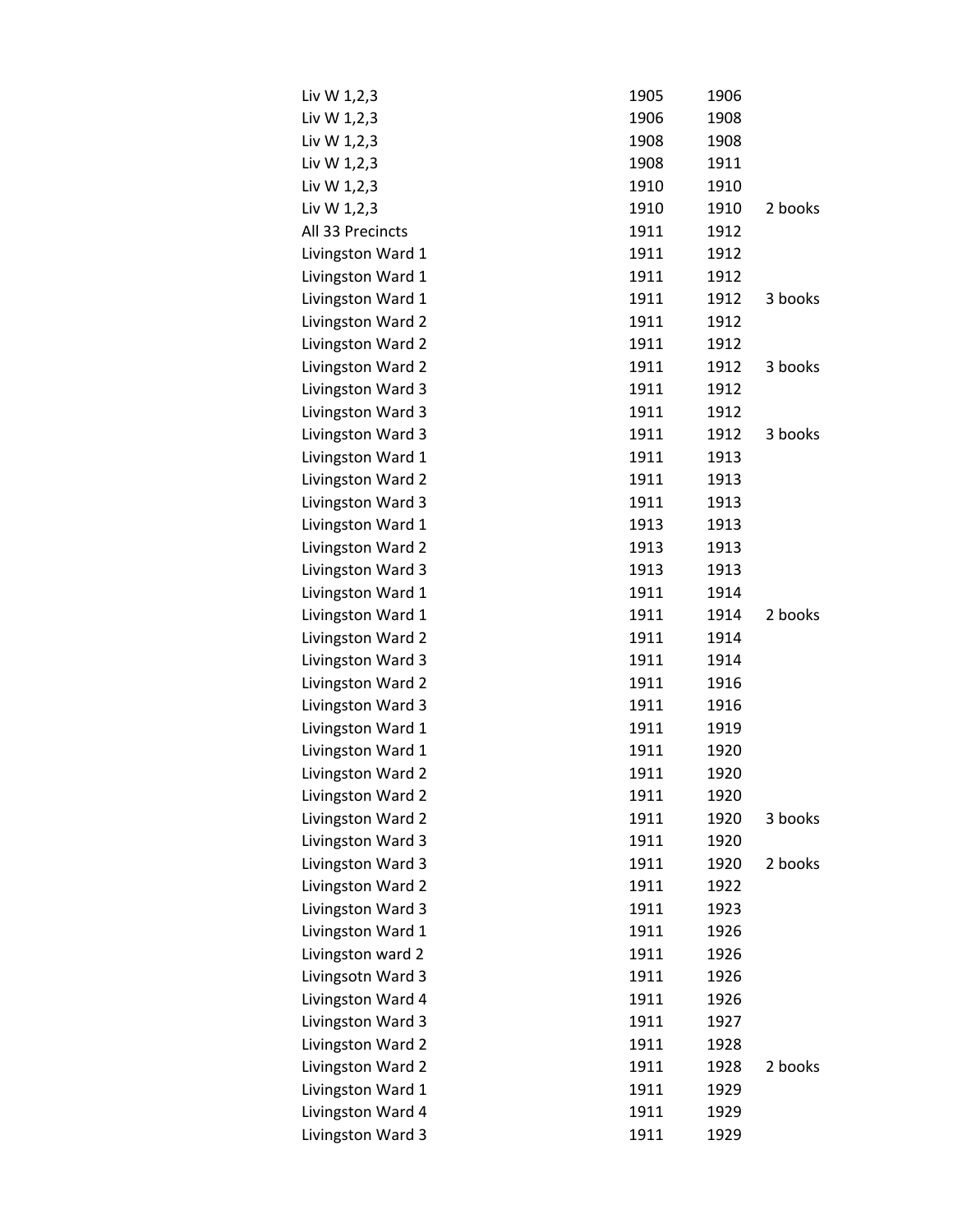| | | | |
|---|---|---|---|
| Liv W 1,2,3 | 1905 | 1906 | |
| Liv W 1,2,3 | 1906 | 1908 | |
| Liv W 1,2,3 | 1908 | 1908 | |
| Liv W 1,2,3 | 1908 | 1911 | |
| Liv W 1,2,3 | 1910 | 1910 | |
| Liv W 1,2,3 | 1910 | 1910 | 2 books |
| All 33 Precincts | 1911 | 1912 | |
| Livingston Ward 1 | 1911 | 1912 | |
| Livingston Ward 1 | 1911 | 1912 | |
| Livingston Ward 1 | 1911 | 1912 | 3 books |
| Livingston Ward 2 | 1911 | 1912 | |
| Livingston Ward 2 | 1911 | 1912 | |
| Livingston Ward 2 | 1911 | 1912 | 3 books |
| Livingston Ward 3 | 1911 | 1912 | |
| Livingston Ward 3 | 1911 | 1912 | |
| Livingston Ward 3 | 1911 | 1912 | 3 books |
| Livingston Ward 1 | 1911 | 1913 | |
| Livingston Ward 2 | 1911 | 1913 | |
| Livingston Ward 3 | 1911 | 1913 | |
| Livingston Ward 1 | 1913 | 1913 | |
| Livingston Ward 2 | 1913 | 1913 | |
| Livingston Ward 3 | 1913 | 1913 | |
| Livingston Ward 1 | 1911 | 1914 | |
| Livingston Ward 1 | 1911 | 1914 | 2 books |
| Livingston Ward 2 | 1911 | 1914 | |
| Livingston Ward 3 | 1911 | 1914 | |
| Livingston Ward 2 | 1911 | 1916 | |
| Livingston Ward 3 | 1911 | 1916 | |
| Livingston Ward 1 | 1911 | 1919 | |
| Livingston Ward 1 | 1911 | 1920 | |
| Livingston Ward 2 | 1911 | 1920 | |
| Livingston Ward 2 | 1911 | 1920 | |
| Livingston Ward 2 | 1911 | 1920 | 3 books |
| Livingston Ward 3 | 1911 | 1920 | |
| Livingston Ward 3 | 1911 | 1920 | 2 books |
| Livingston Ward 2 | 1911 | 1922 | |
| Livingston Ward 3 | 1911 | 1923 | |
| Livingston Ward 1 | 1911 | 1926 | |
| Livingston ward 2 | 1911 | 1926 | |
| Livingsotn Ward 3 | 1911 | 1926 | |
| Livingston Ward 4 | 1911 | 1926 | |
| Livingston Ward 3 | 1911 | 1927 | |
| Livingston Ward 2 | 1911 | 1928 | |
| Livingston Ward 2 | 1911 | 1928 | 2 books |
| Livingston Ward 1 | 1911 | 1929 | |
| Livingston Ward 4 | 1911 | 1929 | |
| Livingston Ward 3 | 1911 | 1929 | |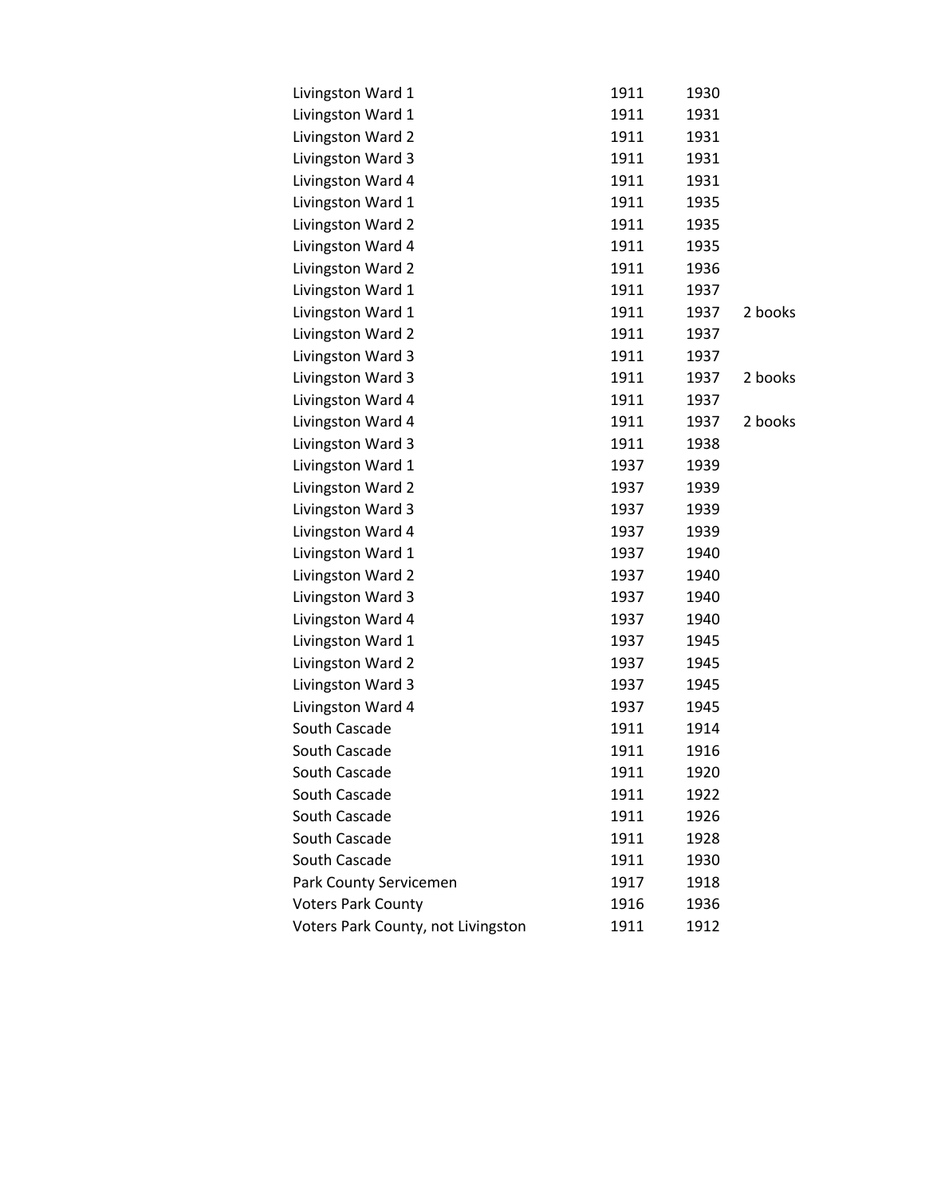| | | | |
|---|---|---|---|
| Livingston Ward 1 | 1911 | 1930 | |
| Livingston Ward 1 | 1911 | 1931 | |
| Livingston Ward 2 | 1911 | 1931 | |
| Livingston Ward 3 | 1911 | 1931 | |
| Livingston Ward 4 | 1911 | 1931 | |
| Livingston Ward 1 | 1911 | 1935 | |
| Livingston Ward 2 | 1911 | 1935 | |
| Livingston Ward 4 | 1911 | 1935 | |
| Livingston Ward 2 | 1911 | 1936 | |
| Livingston Ward 1 | 1911 | 1937 | |
| Livingston Ward 1 | 1911 | 1937 | 2 books |
| Livingston Ward 2 | 1911 | 1937 | |
| Livingston Ward 3 | 1911 | 1937 | |
| Livingston Ward 3 | 1911 | 1937 | 2 books |
| Livingston Ward 4 | 1911 | 1937 | |
| Livingston Ward 4 | 1911 | 1937 | 2 books |
| Livingston Ward 3 | 1911 | 1938 | |
| Livingston Ward 1 | 1937 | 1939 | |
| Livingston Ward 2 | 1937 | 1939 | |
| Livingston Ward 3 | 1937 | 1939 | |
| Livingston Ward 4 | 1937 | 1939 | |
| Livingston Ward 1 | 1937 | 1940 | |
| Livingston Ward 2 | 1937 | 1940 | |
| Livingston Ward 3 | 1937 | 1940 | |
| Livingston Ward 4 | 1937 | 1940 | |
| Livingston Ward 1 | 1937 | 1945 | |
| Livingston Ward 2 | 1937 | 1945 | |
| Livingston Ward 3 | 1937 | 1945 | |
| Livingston Ward 4 | 1937 | 1945 | |
| South Cascade | 1911 | 1914 | |
| South Cascade | 1911 | 1916 | |
| South Cascade | 1911 | 1920 | |
| South Cascade | 1911 | 1922 | |
| South Cascade | 1911 | 1926 | |
| South Cascade | 1911 | 1928 | |
| South Cascade | 1911 | 1930 | |
| Park County Servicemen | 1917 | 1918 | |
| Voters Park County | 1916 | 1936 | |
| Voters Park County, not Livingston | 1911 | 1912 | |